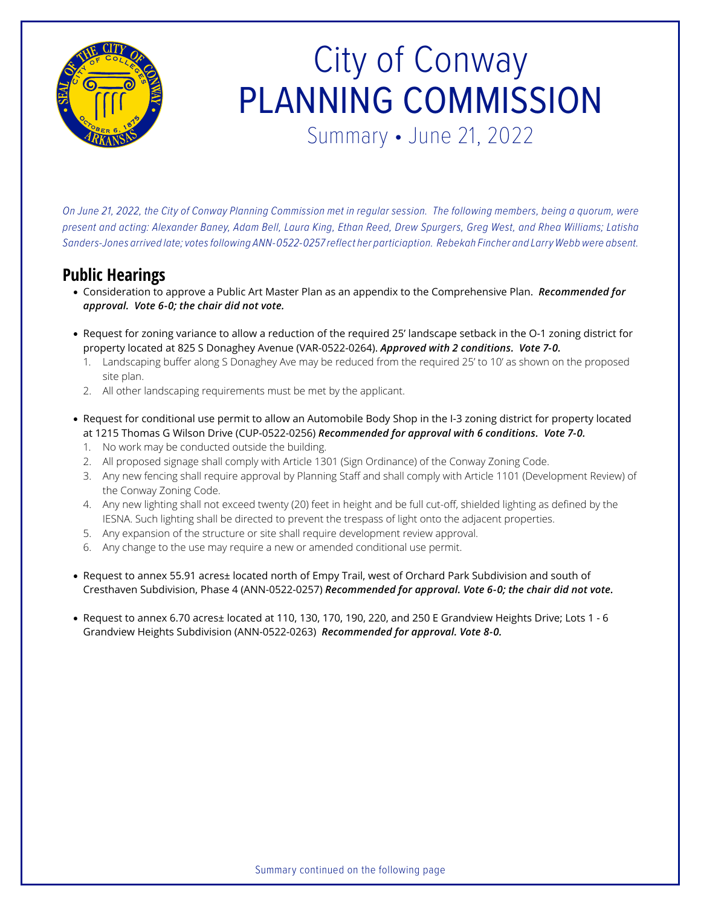# City of Conway PLANNING COMMISSION

Summary • June 21, 2022

*On June 21, 2022, the City of Conway Planning Commission met in regular session. The following members, being a quorum, were present and acting: Alexander Baney, Adam Bell, Laura King, Ethan Reed, Drew Spurgers, Greg West, and Rhea Williams; Latisha Sanders-Jones arrived late; votes following ANN-0522-0257 reflect her particiaption. Rebekah Fincher and Larry Webb were absent.*

## Public Hearings

- Consideration to approve a Public Art Master Plan as an appendix to the Comprehensive Plan. ***Recommended for approval. Vote 6-0; the chair did not vote.***

- Request for zoning variance to allow a reduction of the required 25' landscape setback in the O-1 zoning district for property located at 825 S Donaghey Avenue (VAR-0522-0264). ***Approved with 2 conditions. Vote 7-0.***
  1. Landscaping buffer along S Donaghey Ave may be reduced from the required 25' to 10' as shown on the proposed site plan.
  2. All other landscaping requirements must be met by the applicant.

- Request for conditional use permit to allow an Automobile Body Shop in the I-3 zoning district for property located at 1215 Thomas G Wilson Drive (CUP-0522-0256) ***Recommended for approval with 6 conditions. Vote 7-0.***
  1. No work may be conducted outside the building.
  2. All proposed signage shall comply with Article 1301 (Sign Ordinance) of the Conway Zoning Code.
  3. Any new fencing shall require approval by Planning Staff and shall comply with Article 1101 (Development Review) of the Conway Zoning Code.
  4. Any new lighting shall not exceed twenty (20) feet in height and be full cut-off, shielded lighting as defined by the IESNA. Such lighting shall be directed to prevent the trespass of light onto the adjacent properties.
  5. Any expansion of the structure or site shall require development review approval.
  6. Any change to the use may require a new or amended conditional use permit.

- Request to annex 55.91 acres± located north of Empy Trail, west of Orchard Park Subdivision and south of Cresthaven Subdivision, Phase 4 (ANN-0522-0257) ***Recommended for approval. Vote 6-0; the chair did not vote.***

- Request to annex 6.70 acres± located at 110, 130, 170, 190, 220, and 250 E Grandview Heights Drive; Lots 1 - 6 Grandview Heights Subdivision (ANN-0522-0263) ***Recommended for approval. Vote 8-0.***

Summary continued on the following page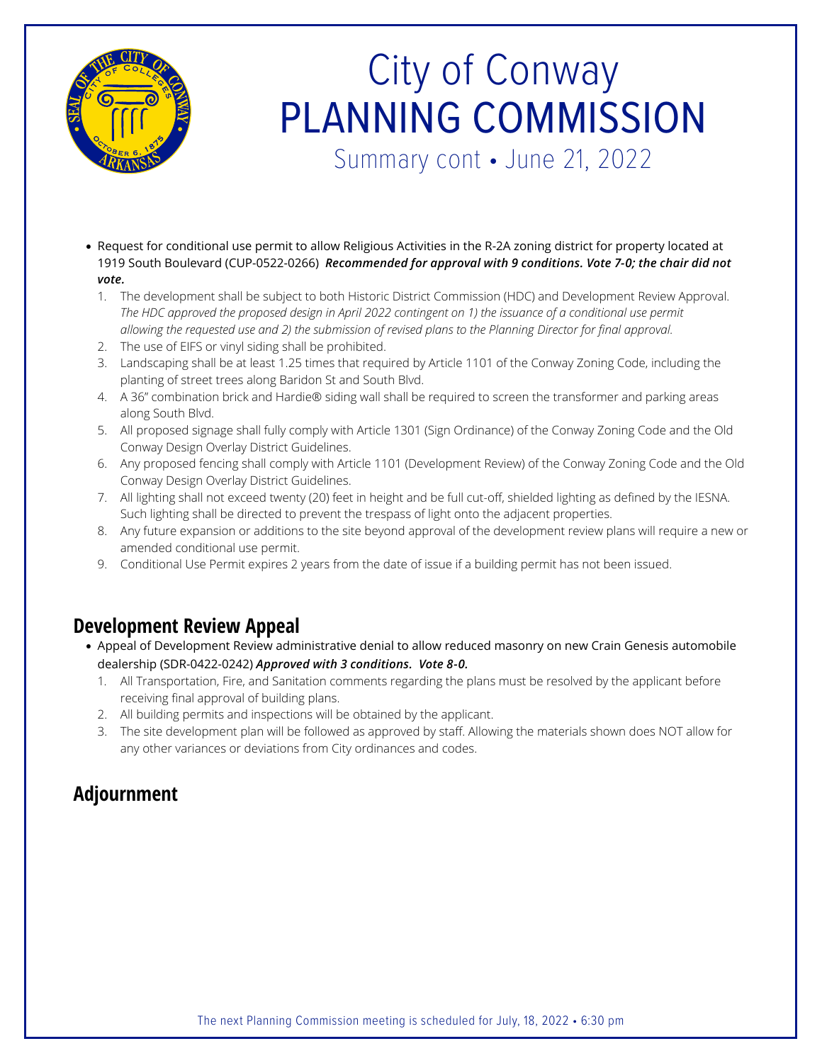# City of Conway
# PLANNING COMMISSION
Summary cont • June 21, 2022

- Request for conditional use permit to allow Religious Activities in the R-2A zoning district for property located at 1919 South Boulevard (CUP-0522-0266) ***Recommended for approval with 9 conditions. Vote 7-0; the chair did not vote.***
  1. The development shall be subject to both Historic District Commission (HDC) and Development Review Approval. *The HDC approved the proposed design in April 2022 contingent on 1) the issuance of a conditional use permit allowing the requested use and 2) the submission of revised plans to the Planning Director for final approval.*
  2. The use of EIFS or vinyl siding shall be prohibited.
  3. Landscaping shall be at least 1.25 times that required by Article 1101 of the Conway Zoning Code, including the planting of street trees along Baridon St and South Blvd.
  4. A 36" combination brick and Hardie® siding wall shall be required to screen the transformer and parking areas along South Blvd.
  5. All proposed signage shall fully comply with Article 1301 (Sign Ordinance) of the Conway Zoning Code and the Old Conway Design Overlay District Guidelines.
  6. Any proposed fencing shall comply with Article 1101 (Development Review) of the Conway Zoning Code and the Old Conway Design Overlay District Guidelines.
  7. All lighting shall not exceed twenty (20) feet in height and be full cut-off, shielded lighting as defined by the IESNA. Such lighting shall be directed to prevent the trespass of light onto the adjacent properties.
  8. Any future expansion or additions to the site beyond approval of the development review plans will require a new or amended conditional use permit.
  9. Conditional Use Permit expires 2 years from the date of issue if a building permit has not been issued.

## Development Review Appeal

- Appeal of Development Review administrative denial to allow reduced masonry on new Crain Genesis automobile dealership (SDR-0422-0242) ***Approved with 3 conditions. Vote 8-0.***
  1. All Transportation, Fire, and Sanitation comments regarding the plans must be resolved by the applicant before receiving final approval of building plans.
  2. All building permits and inspections will be obtained by the applicant.
  3. The site development plan will be followed as approved by staff. Allowing the materials shown does NOT allow for any other variances or deviations from City ordinances and codes.

## Adjournment

The next Planning Commission meeting is scheduled for July, 18, 2022 • 6:30 pm